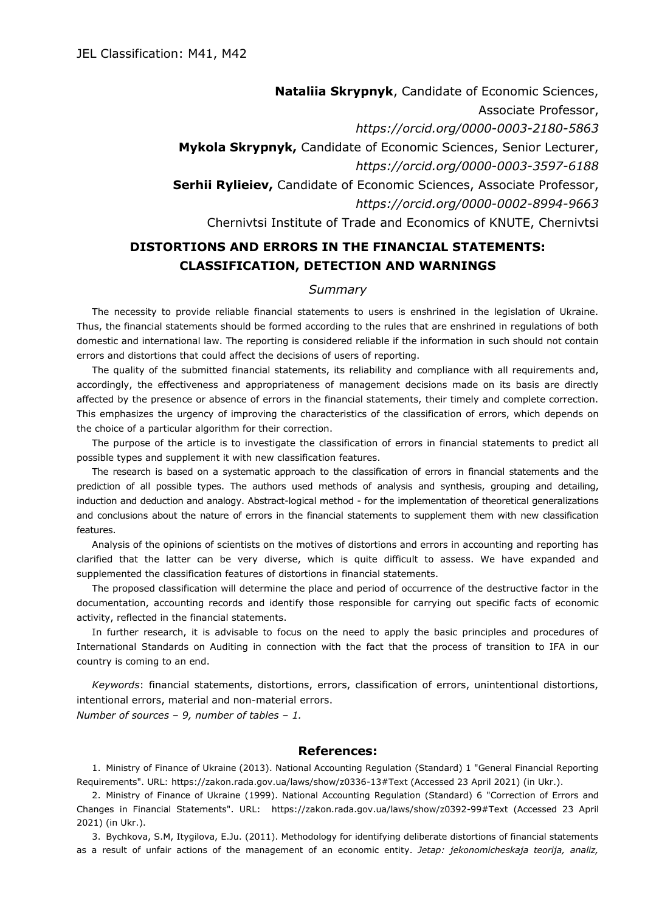JEL Classification: M41, M42

**Nataliia Skrypnyk**, Candidate of Economic Sciences, Associate Professor,
*https://orcid.org/0000-0003-2180-5863*
**Mykola Skrypnyk,** Candidate of Economic Sciences, Senior Lecturer,
*https://orcid.org/0000-0003-3597-6188*
**Serhii Rylieiev,** Candidate of Economic Sciences, Associate Professor,
*https://orcid.org/0000-0002-8994-9663*
Chernivtsi Institute of Trade and Economics of KNUTE, Chernivtsi

# DISTORTIONS AND ERRORS IN THE FINANCIAL STATEMENTS: CLASSIFICATION, DETECTION AND WARNINGS

## *Summary*

The necessity to provide reliable financial statements to users is enshrined in the legislation of Ukraine. Thus, the financial statements should be formed according to the rules that are enshrined in regulations of both domestic and international law. The reporting is considered reliable if the information in such should not contain errors and distortions that could affect the decisions of users of reporting.

The quality of the submitted financial statements, its reliability and compliance with all requirements and, accordingly, the effectiveness and appropriateness of management decisions made on its basis are directly affected by the presence or absence of errors in the financial statements, their timely and complete correction. This emphasizes the urgency of improving the characteristics of the classification of errors, which depends on the choice of a particular algorithm for their correction.

The purpose of the article is to investigate the classification of errors in financial statements to predict all possible types and supplement it with new classification features.

The research is based on a systematic approach to the classification of errors in financial statements and the prediction of all possible types. The authors used methods of analysis and synthesis, grouping and detailing, induction and deduction and analogy. Abstract-logical method - for the implementation of theoretical generalizations and conclusions about the nature of errors in the financial statements to supplement them with new classification features.

Analysis of the opinions of scientists on the motives of distortions and errors in accounting and reporting has clarified that the latter can be very diverse, which is quite difficult to assess. We have expanded and supplemented the classification features of distortions in financial statements.

The proposed classification will determine the place and period of occurrence of the destructive factor in the documentation, accounting records and identify those responsible for carrying out specific facts of economic activity, reflected in the financial statements.

In further research, it is advisable to focus on the need to apply the basic principles and procedures of International Standards on Auditing in connection with the fact that the process of transition to IFA in our country is coming to an end.

*Keywords*: financial statements, distortions, errors, classification of errors, unintentional distortions, intentional errors, material and non-material errors.
*Number of sources – 9, number of tables – 1.*

## References:

1. Ministry of Finance of Ukraine (2013). National Accounting Regulation (Standard) 1 "General Financial Reporting Requirements". URL: https://zakon.rada.gov.ua/laws/show/z0336-13#Text (Accessed 23 April 2021) (in Ukr.).

2. Ministry of Finance of Ukraine (1999). National Accounting Regulation (Standard) 6 "Correction of Errors and Changes in Financial Statements". URL: https://zakon.rada.gov.ua/laws/show/z0392-99#Text (Accessed 23 April 2021) (in Ukr.).

3. Bychkova, S.M, Itygilova, E.Ju. (2011). Methodology for identifying deliberate distortions of financial statements as a result of unfair actions of the management of an economic entity. *Jetap: jekonomicheskaja teorija, analiz,*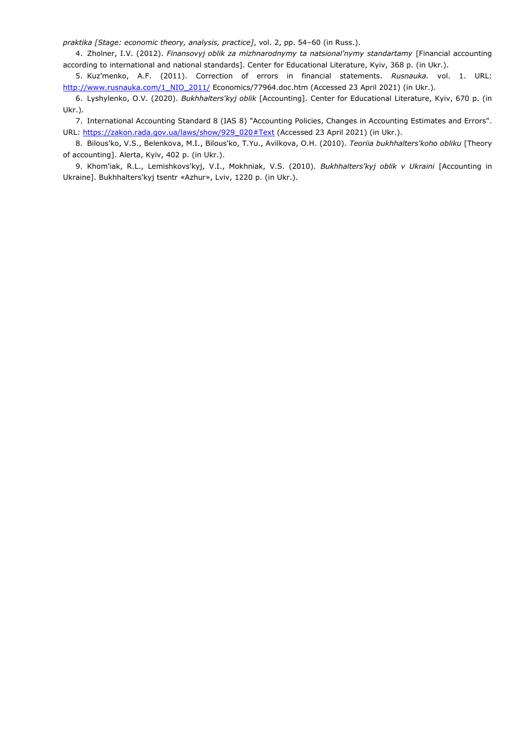*praktika [Stage: economic theory, analysis, practice]*, vol. 2, pp. 54–60 (in Russ.).

4. Zholner, I.V. (2012). *Finansovyj oblik za mizhnarodnymy ta natsional'nymy standartamy* [Financial accounting according to international and national standards]. Center for Educational Literature, Kyiv, 368 p. (in Ukr.).

5. Kuz'menko, A.F. (2011). Correction of errors in financial statements. *Rusnauka.* vol. 1. URL: http://www.rusnauka.com/1_NIO_2011/ Economics/77964.doc.htm (Accessed 23 April 2021) (in Ukr.).

6. Lyshylenko, O.V. (2020). *Bukhhalters'kyj oblik* [Accounting]. Center for Educational Literature, Kyiv, 670 p. (in Ukr.).

7. International Accounting Standard 8 (IAS 8) "Accounting Policies, Changes in Accounting Estimates and Errors". URL: https://zakon.rada.gov.ua/laws/show/929_020#Text (Accessed 23 April 2021) (in Ukr.).

8. Bilous'ko, V.S., Belenkova, M.I., Bilous'ko, T.Yu., Avilkova, O.H. (2010). *Teoriia bukhhalters'koho obliku* [Theory of accounting]. Alerta, Kyiv, 402 p. (in Ukr.).

9. Khom'iak, R.L., Lemishkovs'kyj, V.I., Mokhniak, V.S. (2010). *Bukhhalters'kyj oblik v Ukraini* [Accounting in Ukraine]. Bukhhalters'kyj tsentr «Azhur», Lviv, 1220 p. (in Ukr.).